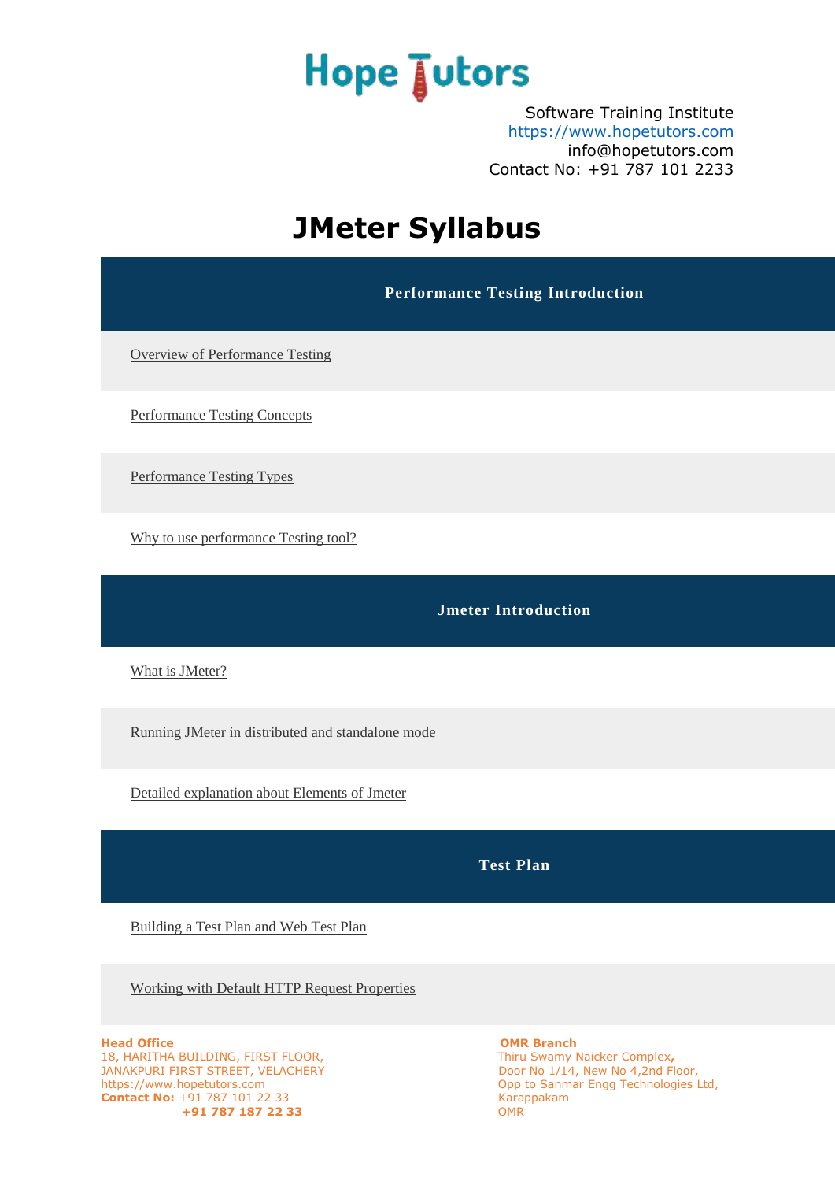# Hope Tutors

Software Training Institute
https://www.hopetutors.com
info@hopetutors.com
Contact No: +91 787 101 2233

# JMeter Syllabus

## Performance Testing Introduction

- Overview of Performance Testing
- Performance Testing Concepts
- Performance Testing Types
- Why to use performance Testing tool?

## Jmeter Introduction

- What is JMeter?
- Running JMeter in distributed and standalone mode
- Detailed explanation about Elements of Jmeter

## Test Plan

- Building a Test Plan and Web Test Plan
- Working with Default HTTP Request Properties

**Head Office**
18, HARITHA BUILDING, FIRST FLOOR,
JANAKPURI FIRST STREET, VELACHERY
https://www.hopetutors.com
**Contact No:** +91 787 101 22 33
**+91 787 187 22 33**

**OMR Branch**
Thiru Swamy Naicker Complex**,**
Door No 1/14, New No 4,2nd Floor,
Opp to Sanmar Engg Technologies Ltd,
Karappakam
OMR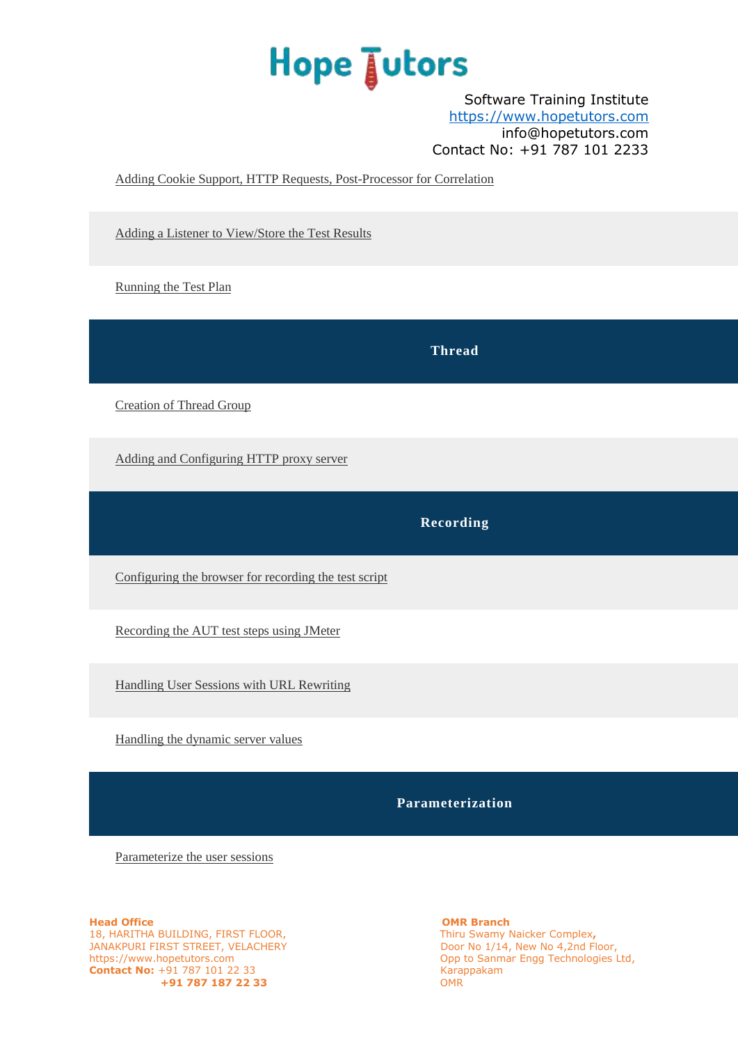Adding Cookie Support, HTTP Requests, Post-Processor for Correlation

Adding a Listener to View/Store the Test Results

Running the Test Plan

## Thread

Creation of Thread Group

Adding and Configuring HTTP proxy server

## Recording

Configuring the browser for recording the test script

Recording the AUT test steps using JMeter

Handling User Sessions with URL Rewriting

Handling the dynamic server values

## Parameterization

Parameterize the user sessions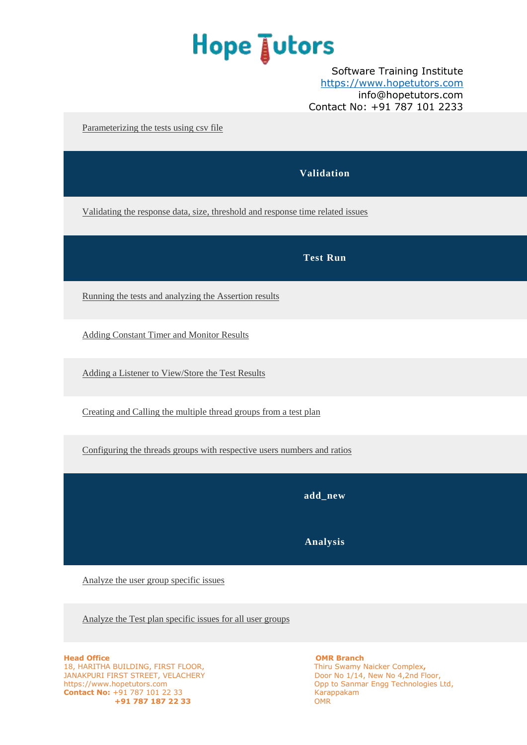Parameterizing the tests using csv file

## Validation

Validating the response data, size, threshold and response time related issues

## Test Run

Running the tests and analyzing the Assertion results

Adding Constant Timer and Monitor Results

Adding a Listener to View/Store the Test Results

Creating and Calling the multiple thread groups from a test plan

Configuring the threads groups with respective users numbers and ratios

## add_new

## Analysis

Analyze the user group specific issues

Analyze the Test plan specific issues for all user groups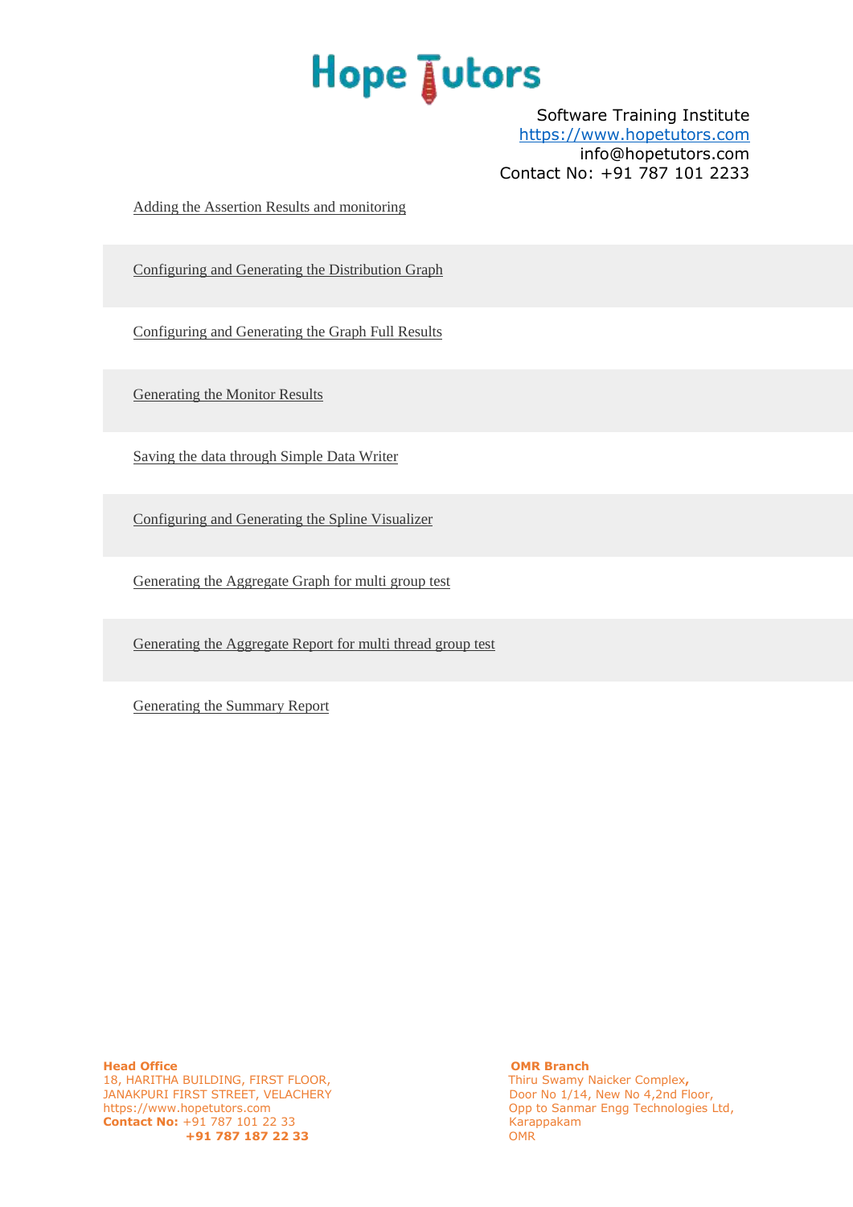Adding the Assertion Results and monitoring

Configuring and Generating the Distribution Graph

Configuring and Generating the Graph Full Results

Generating the Monitor Results

Saving the data through Simple Data Writer

Configuring and Generating the Spline Visualizer

Generating the Aggregate Graph for multi group test

Generating the Aggregate Report for multi thread group test

Generating the Summary Report